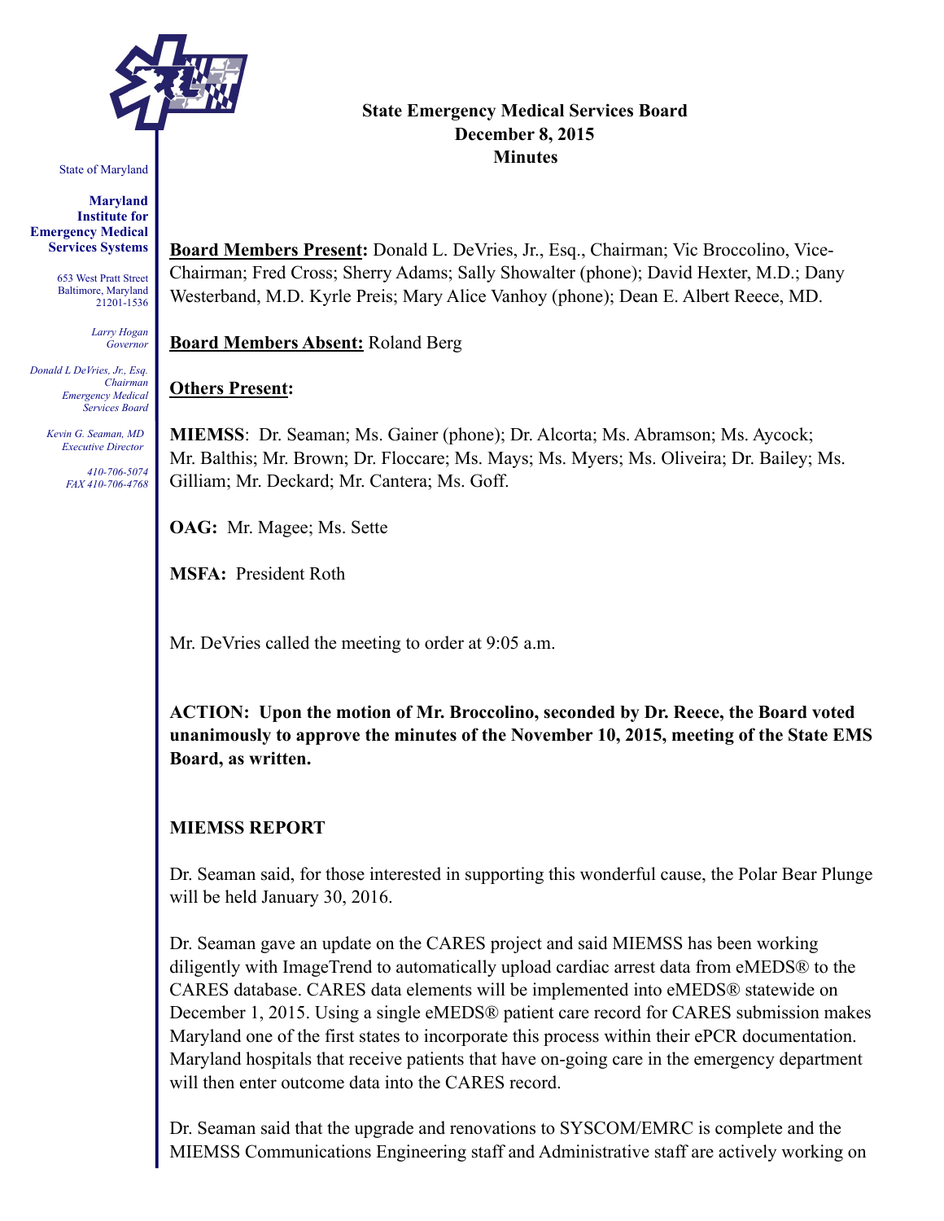State of Maryland

**Maryland Institute for Emergency Medical Services Systems**

653 West Pratt Street
Baltimore, Maryland
21201-1536

*Larry Hogan*
*Governor*

*Donald L DeVries, Jr., Esq.*
*Chairman*
*Emergency Medical Services Board*

*Kevin G. Seaman, MD*
*Executive Director*

*410-706-5074*
*FAX 410-706-4768*

**State Emergency Medical Services Board**
**December 8, 2015**
**Minutes**

**Board Members Present:** Donald L. DeVries, Jr., Esq., Chairman; Vic Broccolino, Vice-Chairman; Fred Cross; Sherry Adams; Sally Showalter (phone); David Hexter, M.D.; Dany Westerband, M.D. Kyrle Preis; Mary Alice Vanhoy (phone); Dean E. Albert Reece, MD.

**Board Members Absent:** Roland Berg

**Others Present:**

**MIEMSS**: Dr. Seaman; Ms. Gainer (phone); Dr. Alcorta; Ms. Abramson; Ms. Aycock; Mr. Balthis; Mr. Brown; Dr. Floccare; Ms. Mays; Ms. Myers; Ms. Oliveira; Dr. Bailey; Ms. Gilliam; Mr. Deckard; Mr. Cantera; Ms. Goff.

**OAG:** Mr. Magee; Ms. Sette

**MSFA:** President Roth

Mr. DeVries called the meeting to order at 9:05 a.m.

**ACTION: Upon the motion of Mr. Broccolino, seconded by Dr. Reece, the Board voted unanimously to approve the minutes of the November 10, 2015, meeting of the State EMS Board, as written.**

## MIEMSS REPORT

Dr. Seaman said, for those interested in supporting this wonderful cause, the Polar Bear Plunge will be held January 30, 2016.

Dr. Seaman gave an update on the CARES project and said MIEMSS has been working diligently with ImageTrend to automatically upload cardiac arrest data from eMEDS® to the CARES database. CARES data elements will be implemented into eMEDS® statewide on December 1, 2015. Using a single eMEDS® patient care record for CARES submission makes Maryland one of the first states to incorporate this process within their ePCR documentation. Maryland hospitals that receive patients that have on-going care in the emergency department will then enter outcome data into the CARES record.

Dr. Seaman said that the upgrade and renovations to SYSCOM/EMRC is complete and the MIEMSS Communications Engineering staff and Administrative staff are actively working on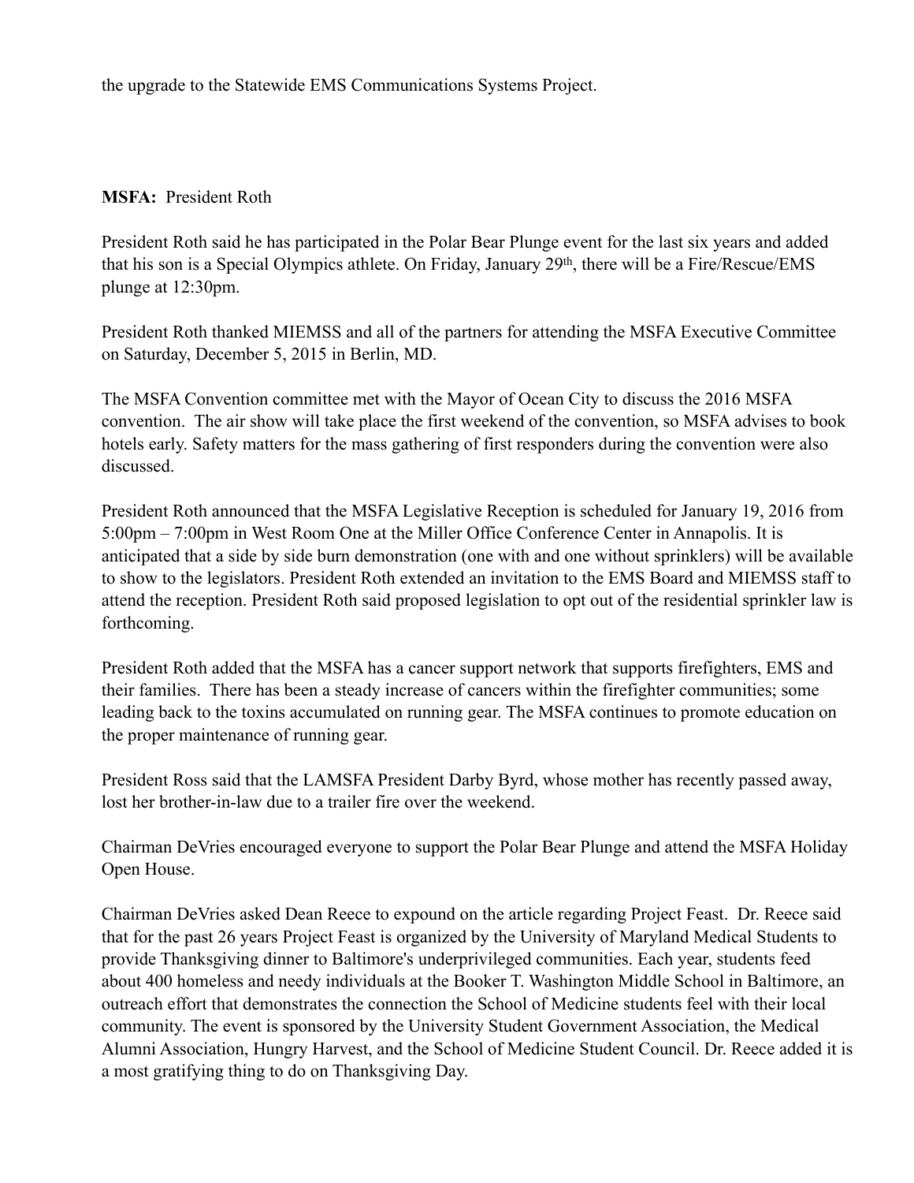the upgrade to the Statewide EMS Communications Systems Project.

**MSFA:** President Roth

President Roth said he has participated in the Polar Bear Plunge event for the last six years and added that his son is a Special Olympics athlete. On Friday, January 29th, there will be a Fire/Rescue/EMS plunge at 12:30pm.

President Roth thanked MIEMSS and all of the partners for attending the MSFA Executive Committee on Saturday, December 5, 2015 in Berlin, MD.

The MSFA Convention committee met with the Mayor of Ocean City to discuss the 2016 MSFA convention. The air show will take place the first weekend of the convention, so MSFA advises to book hotels early. Safety matters for the mass gathering of first responders during the convention were also discussed.

President Roth announced that the MSFA Legislative Reception is scheduled for January 19, 2016 from 5:00pm – 7:00pm in West Room One at the Miller Office Conference Center in Annapolis. It is anticipated that a side by side burn demonstration (one with and one without sprinklers) will be available to show to the legislators. President Roth extended an invitation to the EMS Board and MIEMSS staff to attend the reception. President Roth said proposed legislation to opt out of the residential sprinkler law is forthcoming.

President Roth added that the MSFA has a cancer support network that supports firefighters, EMS and their families. There has been a steady increase of cancers within the firefighter communities; some leading back to the toxins accumulated on running gear. The MSFA continues to promote education on the proper maintenance of running gear.

President Ross said that the LAMSFA President Darby Byrd, whose mother has recently passed away, lost her brother-in-law due to a trailer fire over the weekend.

Chairman DeVries encouraged everyone to support the Polar Bear Plunge and attend the MSFA Holiday Open House.

Chairman DeVries asked Dean Reece to expound on the article regarding Project Feast. Dr. Reece said that for the past 26 years Project Feast is organized by the University of Maryland Medical Students to provide Thanksgiving dinner to Baltimore's underprivileged communities. Each year, students feed about 400 homeless and needy individuals at the Booker T. Washington Middle School in Baltimore, an outreach effort that demonstrates the connection the School of Medicine students feel with their local community. The event is sponsored by the University Student Government Association, the Medical Alumni Association, Hungry Harvest, and the School of Medicine Student Council. Dr. Reece added it is a most gratifying thing to do on Thanksgiving Day.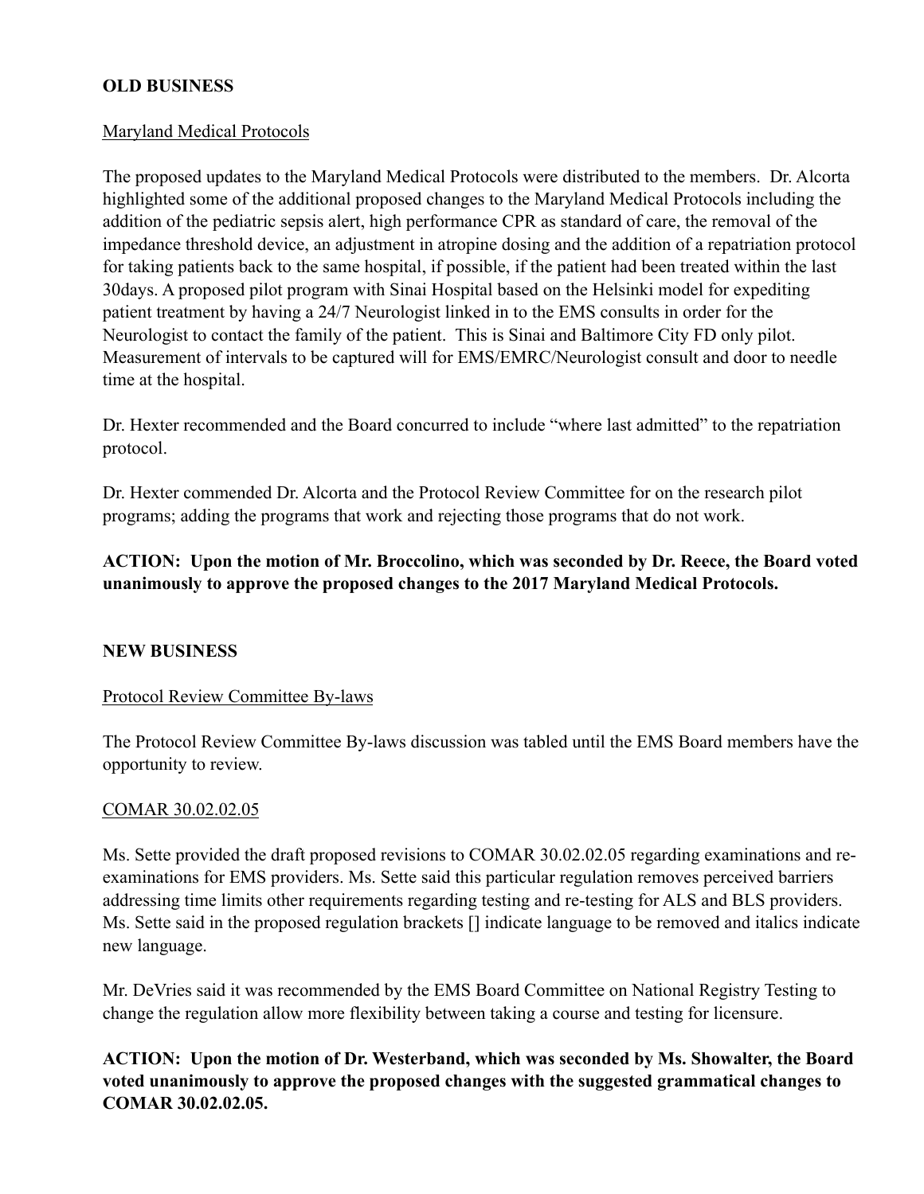**OLD BUSINESS**

Maryland Medical Protocols

The proposed updates to the Maryland Medical Protocols were distributed to the members. Dr. Alcorta highlighted some of the additional proposed changes to the Maryland Medical Protocols including the addition of the pediatric sepsis alert, high performance CPR as standard of care, the removal of the impedance threshold device, an adjustment in atropine dosing and the addition of a repatriation protocol for taking patients back to the same hospital, if possible, if the patient had been treated within the last 30days. A proposed pilot program with Sinai Hospital based on the Helsinki model for expediting patient treatment by having a 24/7 Neurologist linked in to the EMS consults in order for the Neurologist to contact the family of the patient. This is Sinai and Baltimore City FD only pilot. Measurement of intervals to be captured will for EMS/EMRC/Neurologist consult and door to needle time at the hospital.

Dr. Hexter recommended and the Board concurred to include "where last admitted" to the repatriation protocol.

Dr. Hexter commended Dr. Alcorta and the Protocol Review Committee for on the research pilot programs; adding the programs that work and rejecting those programs that do not work.

**ACTION: Upon the motion of Mr. Broccolino, which was seconded by Dr. Reece, the Board voted unanimously to approve the proposed changes to the 2017 Maryland Medical Protocols.**

**NEW BUSINESS**

Protocol Review Committee By-laws

The Protocol Review Committee By-laws discussion was tabled until the EMS Board members have the opportunity to review.

COMAR 30.02.02.05

Ms. Sette provided the draft proposed revisions to COMAR 30.02.02.05 regarding examinations and re-examinations for EMS providers. Ms. Sette said this particular regulation removes perceived barriers addressing time limits other requirements regarding testing and re-testing for ALS and BLS providers. Ms. Sette said in the proposed regulation brackets [] indicate language to be removed and italics indicate new language.

Mr. DeVries said it was recommended by the EMS Board Committee on National Registry Testing to change the regulation allow more flexibility between taking a course and testing for licensure.

**ACTION: Upon the motion of Dr. Westerband, which was seconded by Ms. Showalter, the Board voted unanimously to approve the proposed changes with the suggested grammatical changes to COMAR 30.02.02.05.**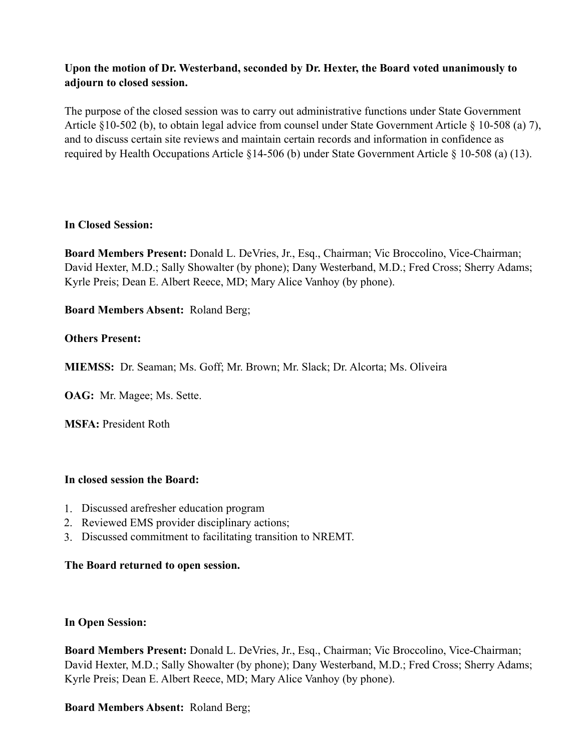**Upon the motion of Dr. Westerband, seconded by Dr. Hexter, the Board voted unanimously to adjourn to closed session.**

The purpose of the closed session was to carry out administrative functions under State Government Article §10-502 (b), to obtain legal advice from counsel under State Government Article § 10-508 (a) 7), and to discuss certain site reviews and maintain certain records and information in confidence as required by Health Occupations Article §14-506 (b) under State Government Article § 10-508 (a) (13).

**In Closed Session:**

**Board Members Present:** Donald L. DeVries, Jr., Esq., Chairman; Vic Broccolino, Vice-Chairman; David Hexter, M.D.; Sally Showalter (by phone); Dany Westerband, M.D.; Fred Cross; Sherry Adams; Kyrle Preis; Dean E. Albert Reece, MD; Mary Alice Vanhoy (by phone).

**Board Members Absent:** Roland Berg;

**Others Present:**

**MIEMSS:** Dr. Seaman; Ms. Goff; Mr. Brown; Mr. Slack; Dr. Alcorta; Ms. Oliveira

**OAG:** Mr. Magee; Ms. Sette.

**MSFA:** President Roth

**In closed session the Board:**

1. Discussed arefresher education program
2. Reviewed EMS provider disciplinary actions;
3. Discussed commitment to facilitating transition to NREMT.

**The Board returned to open session.**

**In Open Session:**

**Board Members Present:** Donald L. DeVries, Jr., Esq., Chairman; Vic Broccolino, Vice-Chairman; David Hexter, M.D.; Sally Showalter (by phone); Dany Westerband, M.D.; Fred Cross; Sherry Adams; Kyrle Preis; Dean E. Albert Reece, MD; Mary Alice Vanhoy (by phone).

**Board Members Absent:** Roland Berg;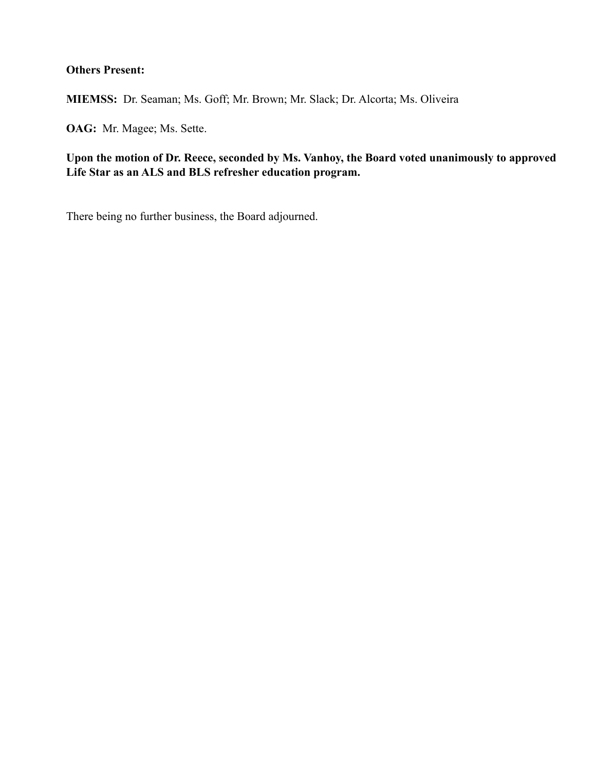**Others Present:**

**MIEMSS:** Dr. Seaman; Ms. Goff; Mr. Brown; Mr. Slack; Dr. Alcorta; Ms. Oliveira

**OAG:** Mr. Magee; Ms. Sette.

**Upon the motion of Dr. Reece, seconded by Ms. Vanhoy, the Board voted unanimously to approved Life Star as an ALS and BLS refresher education program.**

There being no further business, the Board adjourned.